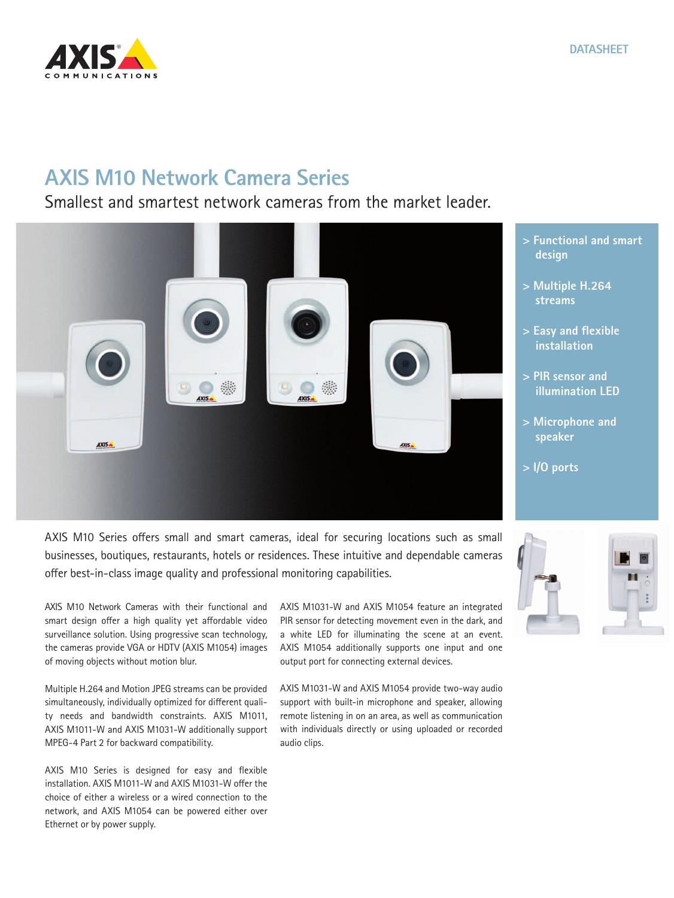DATASHEET

# AXIS M10 Network Camera Series

Smallest and smartest network cameras from the market leader.

- > Functional and smart design
- > Multiple H.264 streams
- > Easy and flexible installation
- > PIR sensor and illumination LED
- > Microphone and speaker
- > I/O ports

AXIS M10 Series offers small and smart cameras, ideal for securing locations such as small businesses, boutiques, restaurants, hotels or residences. These intuitive and dependable cameras offer best-in-class image quality and professional monitoring capabilities.

AXIS M10 Network Cameras with their functional and smart design offer a high quality yet affordable video surveillance solution. Using progressive scan technology, the cameras provide VGA or HDTV (AXIS M1054) images of moving objects without motion blur.

Multiple H.264 and Motion JPEG streams can be provided simultaneously, individually optimized for different quality needs and bandwidth constraints. AXIS M1011, AXIS M1011-W and AXIS M1031-W additionally support MPEG-4 Part 2 for backward compatibility.

AXIS M10 Series is designed for easy and flexible installation. AXIS M1011-W and AXIS M1031-W offer the choice of either a wireless or a wired connection to the network, and AXIS M1054 can be powered either over Ethernet or by power supply.

AXIS M1031-W and AXIS M1054 feature an integrated PIR sensor for detecting movement even in the dark, and a white LED for illuminating the scene at an event. AXIS M1054 additionally supports one input and one output port for connecting external devices.

AXIS M1031-W and AXIS M1054 provide two-way audio support with built-in microphone and speaker, allowing remote listening in on an area, as well as communication with individuals directly or using uploaded or recorded audio clips.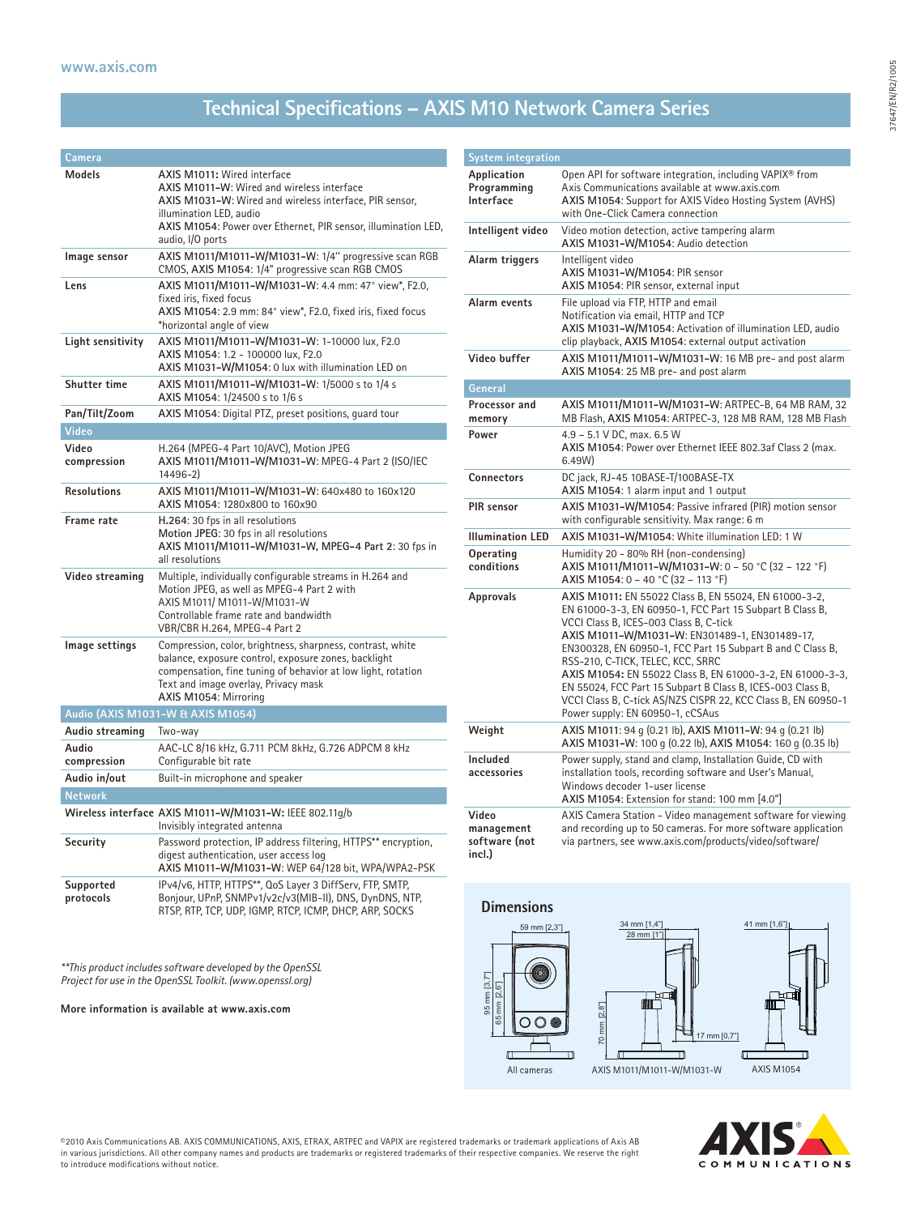www.axis.com

# Technical Specifications – AXIS M10 Network Camera Series

| Camera | |
|---|---|
| **Models** | **AXIS M1011:** Wired interface<br>**AXIS M1011-W:** Wired and wireless interface<br>**AXIS M1031-W:** Wired and wireless interface, PIR sensor, illumination LED, audio<br>**AXIS M1054:** Power over Ethernet, PIR sensor, illumination LED, audio, I/O ports |
| **Image sensor** | **AXIS M1011/M1011-W/M1031-W:** 1/4" progressive scan RGB CMOS, **AXIS M1054:** 1/4" progressive scan RGB CMOS |
| **Lens** | **AXIS M1011/M1011-W/M1031-W:** 4.4 mm: 47° view*, F2.0, fixed iris, fixed focus<br>**AXIS M1054:** 2.9 mm: 84° view*, F2.0, fixed iris, fixed focus<br>*horizontal angle of view |
| **Light sensitivity** | **AXIS M1011/M1011-W/M1031-W:** 1-10000 lux, F2.0<br>**AXIS M1054:** 1.2 - 100000 lux, F2.0<br>**AXIS M1031-W/M1054:** 0 lux with illumination LED on |
| **Shutter time** | **AXIS M1011/M1011-W/M1031-W:** 1/5000 s to 1/4 s<br>**AXIS M1054:** 1/24500 s to 1/6 s |
| **Pan/Tilt/Zoom** | **AXIS M1054:** Digital PTZ, preset positions, guard tour |

| Video | |
|---|---|
| **Video compression** | H.264 (MPEG-4 Part 10/AVC), Motion JPEG<br>**AXIS M1011/M1011-W/M1031-W:** MPEG-4 Part 2 (ISO/IEC 14496-2) |
| **Resolutions** | **AXIS M1011/M1011-W/M1031-W:** 640x480 to 160x120<br>**AXIS M1054:** 1280x800 to 160x90 |
| **Frame rate** | **H.264:** 30 fps in all resolutions<br>**Motion JPEG:** 30 fps in all resolutions<br>**AXIS M1011/M1011-W/M1031-W, MPEG-4 Part 2:** 30 fps in all resolutions |
| **Video streaming** | Multiple, individually configurable streams in H.264 and Motion JPEG, as well as MPEG-4 Part 2 with AXIS M1011/ M1011-W/M1031-W<br>Controllable frame rate and bandwidth<br>VBR/CBR H.264, MPEG-4 Part 2 |
| **Image settings** | Compression, color, brightness, sharpness, contrast, white balance, exposure control, exposure zones, backlight compensation, fine tuning of behavior at low light, rotation<br>Text and image overlay, Privacy mask<br>**AXIS M1054:** Mirroring |

| Audio (AXIS M1031-W & AXIS M1054) | |
|---|---|
| **Audio streaming** | Two-way |
| **Audio compression** | AAC-LC 8/16 kHz, G.711 PCM 8kHz, G.726 ADPCM 8 kHz<br>Configurable bit rate |
| **Audio in/out** | Built-in microphone and speaker |

| Network | |
|---|---|
| **Wireless interface** | **AXIS M1011-W/M1031-W:** IEEE 802.11g/b<br>Invisibly integrated antenna |
| **Security** | Password protection, IP address filtering, HTTPS** encryption, digest authentication, user access log<br>**AXIS M1011-W/M1031-W:** WEP 64/128 bit, WPA/WPA2-PSK |
| **Supported protocols** | IPv4/v6, HTTP, HTTPS**, QoS Layer 3 DiffServ, FTP, SMTP, Bonjour, UPnP, SNMPv1/v2c/v3(MIB-II), DNS, DynDNS, NTP, RTSP, RTP, TCP, UDP, IGMP, RTCP, ICMP, DHCP, ARP, SOCKS |

*\*\*This product includes software developed by the OpenSSL Project for use in the OpenSSL Toolkit. (www.openssl.org)*

**More information is available at www.axis.com**

| System integration | |
|---|---|
| **Application Programming Interface** | Open API for software integration, including VAPIX® from Axis Communications available at www.axis.com<br>**AXIS M1054:** Support for AXIS Video Hosting System (AVHS) with One-Click Camera connection |
| **Intelligent video** | Video motion detection, active tampering alarm<br>**AXIS M1031-W/M1054:** Audio detection |
| **Alarm triggers** | Intelligent video<br>**AXIS M1031-W/M1054:** PIR sensor<br>**AXIS M1054:** PIR sensor, external input |
| **Alarm events** | File upload via FTP, HTTP and email<br>Notification via email, HTTP and TCP<br>**AXIS M1031-W/M1054:** Activation of illumination LED, audio clip playback, **AXIS M1054:** external output activation |
| **Video buffer** | **AXIS M1011/M1011-W/M1031-W:** 16 MB pre- and post alarm<br>**AXIS M1054:** 25 MB pre- and post alarm |

| General | |
|---|---|
| **Processor and memory** | **AXIS M1011/M1011-W/M1031-W:** ARTPEC-B, 64 MB RAM, 32 MB Flash, **AXIS M1054:** ARTPEC-3, 128 MB RAM, 128 MB Flash |
| **Power** | 4.9 – 5.1 V DC, max. 6.5 W<br>**AXIS M1054:** Power over Ethernet IEEE 802.3af Class 2 (max. 6.49W) |
| **Connectors** | DC jack, RJ-45 10BASE-T/100BASE-TX<br>**AXIS M1054:** 1 alarm input and 1 output |
| **PIR sensor** | **AXIS M1031-W/M1054:** Passive infrared (PIR) motion sensor with configurable sensitivity. Max range: 6 m |
| **Illumination LED** | **AXIS M1031-W/M1054:** White illumination LED: 1 W |
| **Operating conditions** | Humidity 20 - 80% RH (non-condensing)<br>**AXIS M1011/M1011-W/M1031-W:** 0 – 50 °C (32 – 122 °F)<br>**AXIS M1054:** 0 – 40 °C (32 – 113 °F) |
| **Approvals** | **AXIS M1011:** EN 55022 Class B, EN 55024, EN 61000-3-2, EN 61000-3-3, EN 60950-1, FCC Part 15 Subpart B Class B, VCCI Class B, ICES-003 Class B, C-tick<br>**AXIS M1011-W/M1031-W:** EN301489-1, EN301489-17, EN300328, EN 60950-1, FCC Part 15 Subpart B and C Class B, RSS-210, C-TICK, TELEC, KCC, SRRC<br>**AXIS M1054:** EN 55022 Class B, EN 61000-3-2, EN 61000-3-3, EN 55024, FCC Part 15 Subpart B Class B, ICES-003 Class B, VCCI Class B, C-tick AS/NZS CISPR 22, KCC Class B, EN 60950-1<br>Power supply: EN 60950-1, cCSAus |
| **Weight** | **AXIS M1011:** 94 g (0.21 lb), **AXIS M1011-W:** 94 g (0.21 lb)<br>**AXIS M1031-W:** 100 g (0.22 lb), **AXIS M1054:** 160 g (0.35 lb) |
| **Included accessories** | Power supply, stand and clamp, Installation Guide, CD with installation tools, recording software and User's Manual, Windows decoder 1-user license<br>**AXIS M1054:** Extension for stand: 100 mm [4.0"] |
| **Video management software (not incl.)** | AXIS Camera Station - Video management software for viewing and recording up to 50 cameras. For more software application via partners, see www.axis.com/products/video/software/ |

## Dimensions

59 mm [2,3"]
95 mm [3,7"]
65 mm [2,6"]
34 mm [1,4"]
28 mm [1"]
70 mm [2,8"]
17 mm [0,7"]
41 mm [1,6"]

All cameras

AXIS M1011/M1011-W/M1031-W

AXIS M1054

©2010 Axis Communications AB. AXIS COMMUNICATIONS, AXIS, ETRAX, ARTPEC and VAPIX are registered trademarks or trademark applications of Axis AB in various jurisdictions. All other company names and products are trademarks or registered trademarks of their respective companies. We reserve the right to introduce modifications without notice.

37647/EN/R2/1005